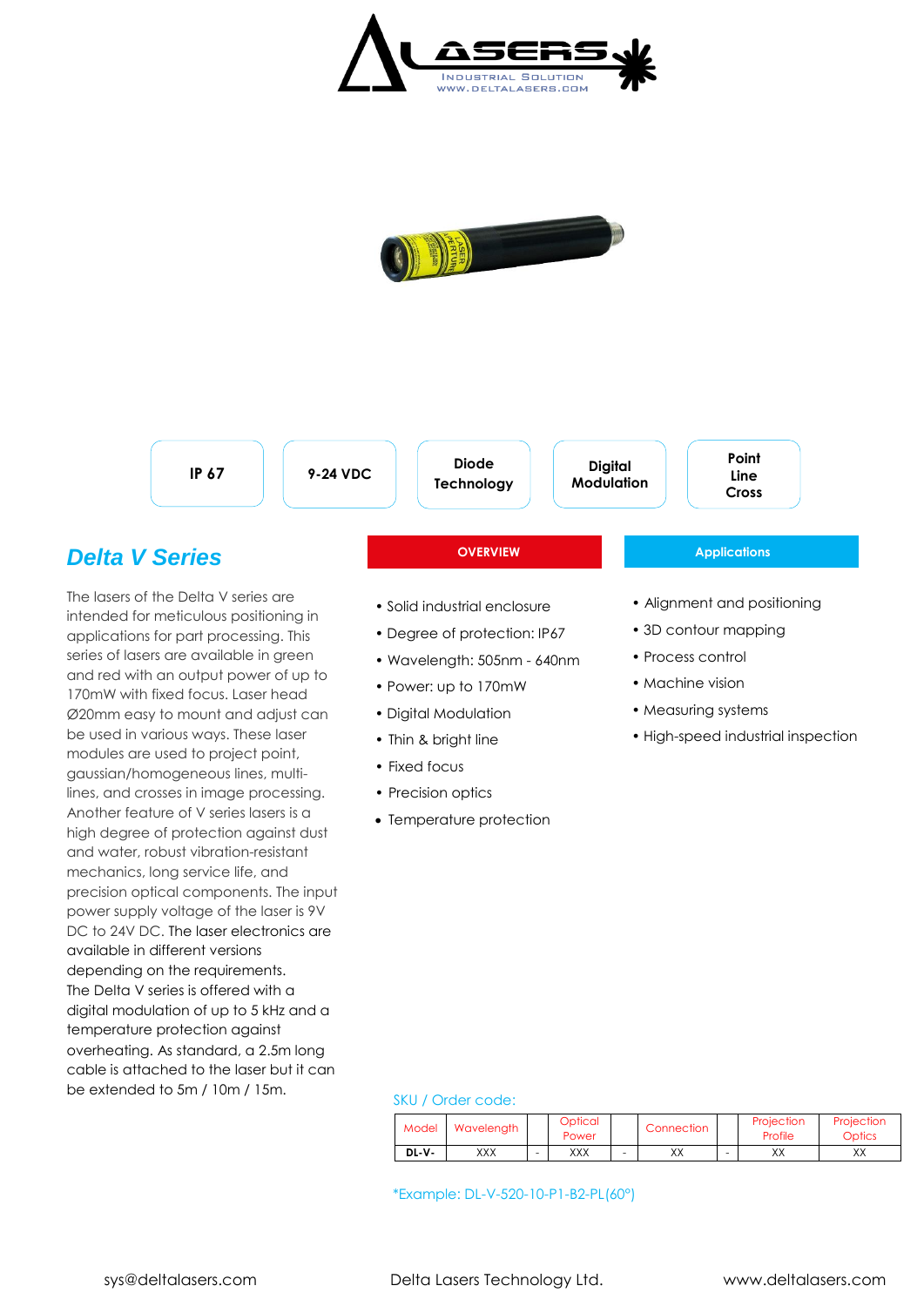IP 67 | 9-24 VDC | Diode Technology | Digital Modulation | Point Line Cross

## Delta V Series

The lasers of the Delta V series are intended for meticulous positioning in applications for part processing. This series of lasers are available in green and red with an output power of up to 170mW with fixed focus. Laser head Ø20mm easy to mount and adjust can be used in various ways. These laser modules are used to project point, gaussian/homogeneous lines, multi-lines, and crosses in image processing. Another feature of V series lasers is a high degree of protection against dust and water, robust vibration-resistant mechanics, long service life, and precision optical components. The input power supply voltage of the laser is 9V DC to 24V DC. The laser electronics are available in different versions depending on the requirements.
The Delta V series is offered with a digital modulation of up to 5 kHz and a temperature protection against overheating. As standard, a 2.5m long cable is attached to the laser but it can be extended to 5m / 10m / 15m.

### OVERVIEW

- Solid industrial enclosure
- Degree of protection: IP67
- Wavelength: 505nm - 640nm
- Power: up to 170mW
- Digital Modulation
- Thin & bright line
- Fixed focus
- Precision optics
- Temperature protection

### Applications

- Alignment and positioning
- 3D contour mapping
- Process control
- Machine vision
- Measuring systems
- High-speed industrial inspection

SKU / Order code:

| Model | Wavelength | | Optical Power | | Connection | | Projection Profile | Projection Optics |
|---|---|---|---|---|---|---|---|---|
| DL-V- | XXX | - | XXX | - | XX | - | XX | XX |

*Example: DL-V-520-10-P1-B2-PL(60°)

sys@deltalasers.com | Delta Lasers Technology Ltd. | www.deltalasers.com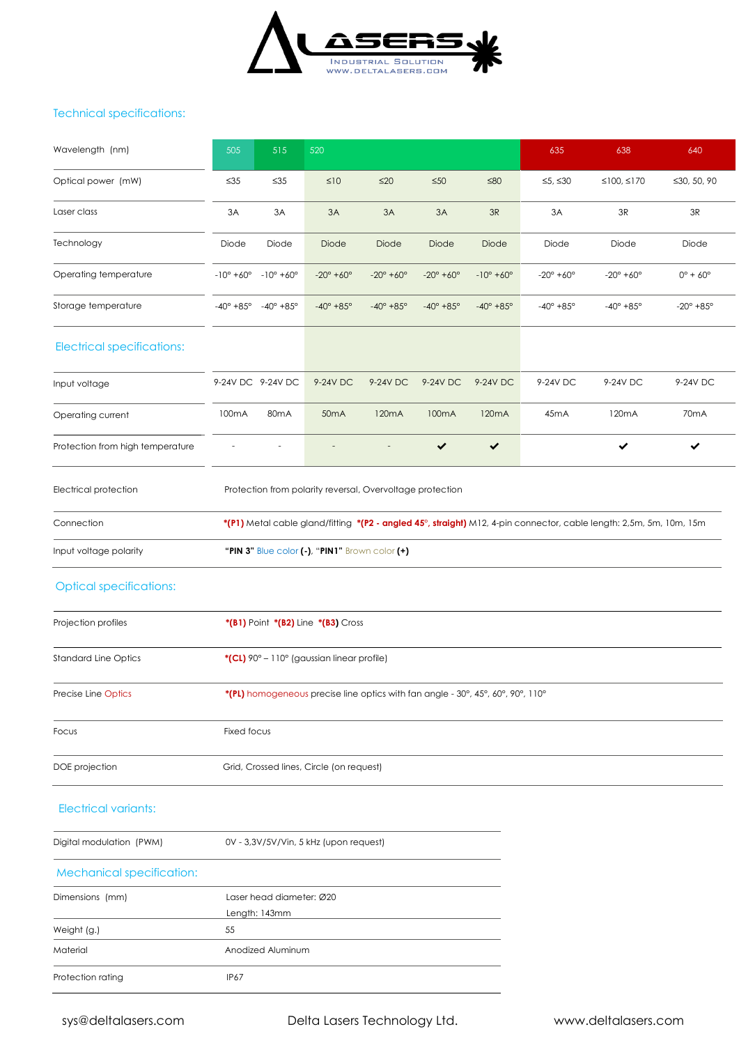## Technical specifications:

| Wavelength (nm) | 505 | 515 | 520 | | | | 635 | 638 | 640 |
|---|---|---|---|---|---|---|---|---|---|
| Optical power (mW) | ≤35 | ≤35 | ≤10 | ≤20 | ≤50 | ≤80 | ≤5, ≤30 | ≤100, ≤170 | ≤30, 50, 90 |
| Laser class | 3A | 3A | 3A | 3A | 3A | 3R | 3A | 3R | 3R |
| Technology | Diode | Diode | Diode | Diode | Diode | Diode | Diode | Diode | Diode |
| Operating temperature | -10° +60° | -10° +60° | -20° +60° | -20° +60° | -20° +60° | -10° +60° | -20° +60° | -20° +60° | 0° + 60° |
| Storage temperature | -40° +85° | -40° +85° | -40° +85° | -40° +85° | -40° +85° | -40° +85° | -40° +85° | -40° +85° | -20° +85° |

## Electrical specifications:

| | 505 | 515 | 520 | | | | 635 | 638 | 640 |
|---|---|---|---|---|---|---|---|---|---|
| Input voltage | 9-24V DC | 9-24V DC | 9-24V DC | 9-24V DC | 9-24V DC | 9-24V DC | 9-24V DC | 9-24V DC | 9-24V DC |
| Operating current | 100mA | 80mA | 50mA | 120mA | 100mA | 120mA | 45mA | 120mA | 70mA |
| Protection from high temperature | - | - | - | - | ✔ | ✔ | | ✔ | ✔ |

| | |
|---|---|
| Electrical protection | Protection from polarity reversal, Overvoltage protection |
| Connection | ***(P1)** Metal cable gland/fitting **\*(P2 - angled 45°, straight)** M12, 4-pin connector, cable length: 2,5m, 5m, 10m, 15m |
| Input voltage polarity | **"PIN 3"** Blue color **(-)**, **"PIN1"** Brown color **(+)** |

## Optical specifications:

| | |
|---|---|
| Projection profiles | **\*(B1)** Point **\*(B2)** Line **\*(B3)** Cross |
| Standard Line Optics | **\*(CL)** 90° – 110° (gaussian linear profile) |
| Precise Line Optics | **\*(PL)** homogeneous precise line optics with fan angle - 30°, 45°, 60°, 90°, 110° |
| Focus | Fixed focus |
| DOE projection | Grid, Crossed lines, Circle (on request) |

## Electrical variants:

| | |
|---|---|
| Digital modulation (PWM) | 0V - 3,3V/5V/Vin, 5 kHz (upon request) |

## Mechanical specification:

| | |
|---|---|
| Dimensions (mm) | Laser head diameter: Ø20<br>Length: 143mm |
| Weight (g.) | 55 |
| Material | Anodized Aluminum |
| Protection rating | IP67 |

sys@deltalasers.com    Delta Lasers Technology Ltd.    www.deltalasers.com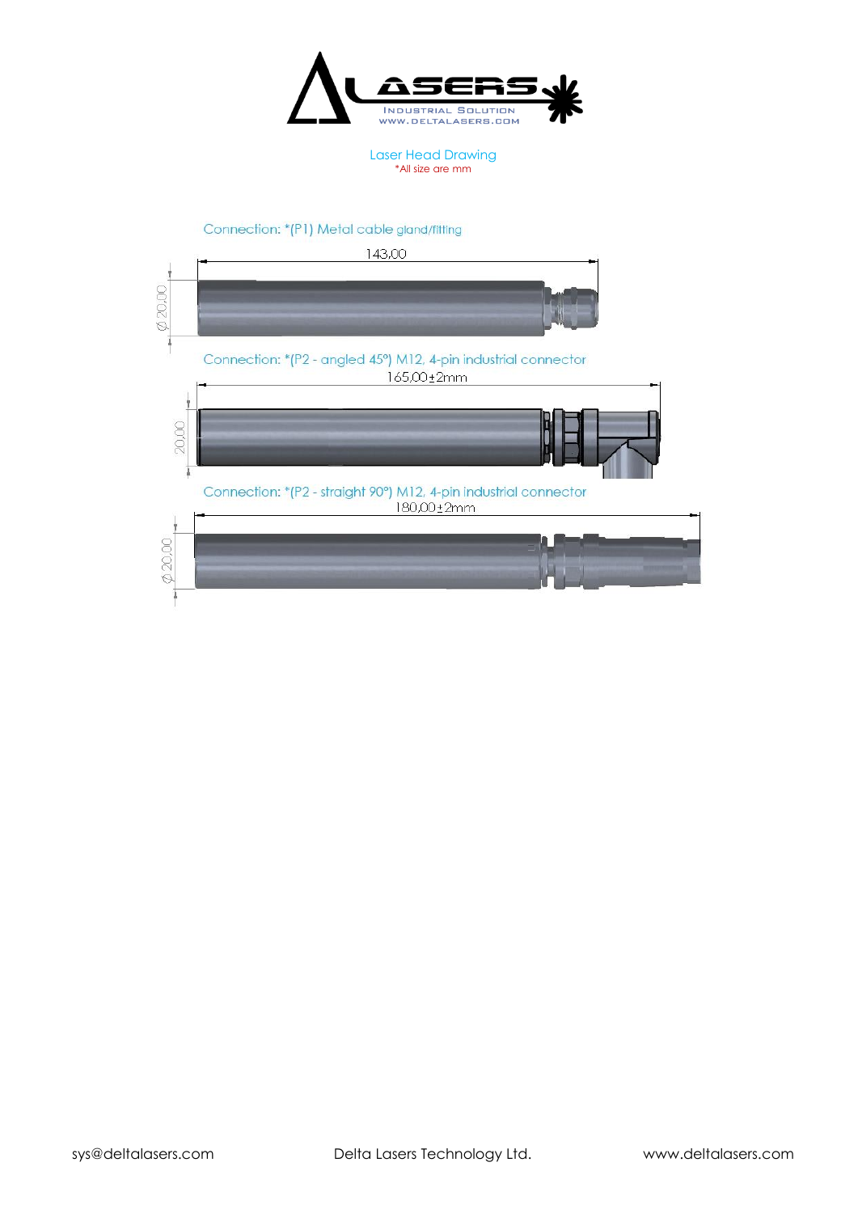Laser Head Drawing

*All size are mm

Connection: *(P1) Metal cable gland/fitting

143.00

Ø 20.00

Connection: *(P2 - angled 45°) M12, 4-pin industrial connector

165.00±2mm

20.00

Connection: *(P2 - straight 90°) M12, 4-pin industrial connector

180.00±2mm

Ø 20.00